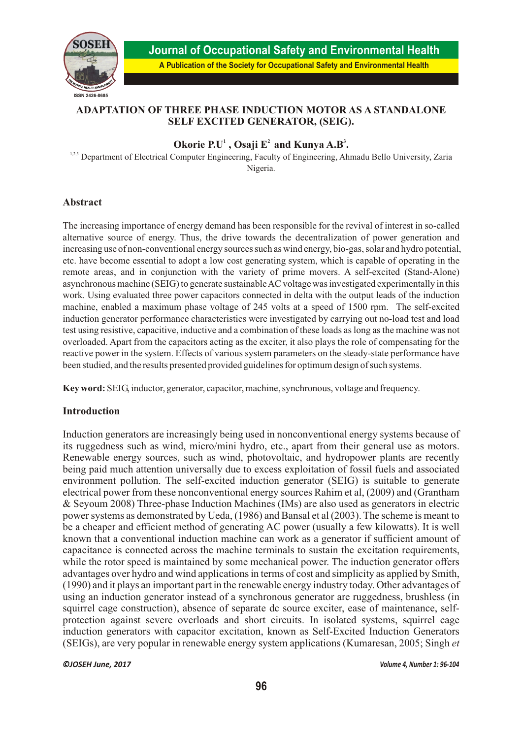# ADAPTATION OF THREE PHASE INDUCTION MOTOR AS A STANDALONE SELF EXCITED GENERATOR, (SEIG).

**Okorie P.U[1], Osaji E[2] and Kunya A.B[3].**

[1,2,3] Department of Electrical Computer Engineering, Faculty of Engineering, Ahmadu Bello University, Zaria Nigeria.

## Abstract

The increasing importance of energy demand has been responsible for the revival of interest in so-called alternative source of energy. Thus, the drive towards the decentralization of power generation and increasing use of non-conventional energy sources such as wind energy, bio-gas, solar and hydro potential, etc. have become essential to adopt a low cost generating system, which is capable of operating in the remote areas, and in conjunction with the variety of prime movers. A self-excited (Stand-Alone) asynchronous machine (SEIG) to generate sustainable AC voltage was investigated experimentally in this work. Using evaluated three power capacitors connected in delta with the output leads of the induction machine, enabled a maximum phase voltage of 245 volts at a speed of 1500 rpm. The self-excited induction generator performance characteristics were investigated by carrying out no-load test and load test using resistive, capacitive, inductive and a combination of these loads as long as the machine was not overloaded. Apart from the capacitors acting as the exciter, it also plays the role of compensating for the reactive power in the system. Effects of various system parameters on the steady-state performance have been studied, and the results presented provided guidelines for optimum design of such systems.

**Key word:** SEIG, inductor, generator, capacitor, machine, synchronous, voltage and frequency.

## Introduction

Induction generators are increasingly being used in nonconventional energy systems because of its ruggedness such as wind, micro/mini hydro, etc., apart from their general use as motors. Renewable energy sources, such as wind, photovoltaic, and hydropower plants are recently being paid much attention universally due to excess exploitation of fossil fuels and associated environment pollution. The self-excited induction generator (SEIG) is suitable to generate electrical power from these nonconventional energy sources Rahim et al, (2009) and (Grantham & Seyoum 2008) Three-phase Induction Machines (IMs) are also used as generators in electric power systems as demonstrated by Ueda, (1986) and Bansal et al (2003). The scheme is meant to be a cheaper and efficient method of generating AC power (usually a few kilowatts). It is well known that a conventional induction machine can work as a generator if sufficient amount of capacitance is connected across the machine terminals to sustain the excitation requirements, while the rotor speed is maintained by some mechanical power. The induction generator offers advantages over hydro and wind applications in terms of cost and simplicity as applied by Smith, (1990) and it plays an important part in the renewable energy industry today. Other advantages of using an induction generator instead of a synchronous generator are ruggedness, brushless (in squirrel cage construction), absence of separate dc source exciter, ease of maintenance, self-protection against severe overloads and short circuits. In isolated systems, squirrel cage induction generators with capacitor excitation, known as Self-Excited Induction Generators (SEIGs), are very popular in renewable energy system applications (Kumaresan, 2005; Singh *et*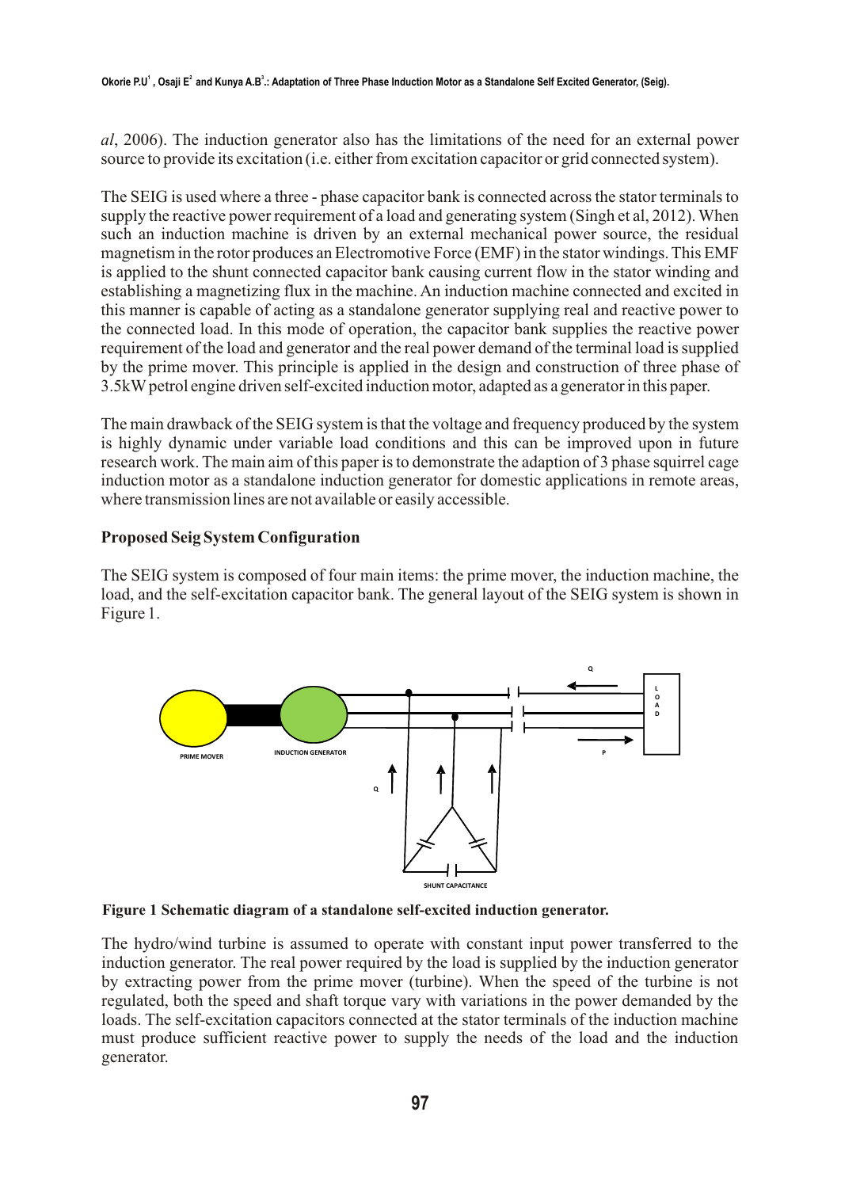*al*, 2006). The induction generator also has the limitations of the need for an external power source to provide its excitation (i.e. either from excitation capacitor or grid connected system).

The SEIG is used where a three - phase capacitor bank is connected across the stator terminals to supply the reactive power requirement of a load and generating system (Singh et al, 2012). When such an induction machine is driven by an external mechanical power source, the residual magnetism in the rotor produces an Electromotive Force (EMF) in the stator windings. This EMF is applied to the shunt connected capacitor bank causing current flow in the stator winding and establishing a magnetizing flux in the machine. An induction machine connected and excited in this manner is capable of acting as a standalone generator supplying real and reactive power to the connected load. In this mode of operation, the capacitor bank supplies the reactive power requirement of the load and generator and the real power demand of the terminal load is supplied by the prime mover. This principle is applied in the design and construction of three phase of 3.5kW petrol engine driven self-excited induction motor, adapted as a generator in this paper.

The main drawback of the SEIG system is that the voltage and frequency produced by the system is highly dynamic under variable load conditions and this can be improved upon in future research work. The main aim of this paper is to demonstrate the adaption of 3 phase squirrel cage induction motor as a standalone induction generator for domestic applications in remote areas, where transmission lines are not available or easily accessible.

**Proposed Seig System Configuration**

The SEIG system is composed of four main items: the prime mover, the induction machine, the load, and the self-excitation capacitor bank. The general layout of the SEIG system is shown in Figure 1.

**Figure 1 Schematic diagram of a standalone self-excited induction generator.**

The hydro/wind turbine is assumed to operate with constant input power transferred to the induction generator. The real power required by the load is supplied by the induction generator by extracting power from the prime mover (turbine). When the speed of the turbine is not regulated, both the speed and shaft torque vary with variations in the power demanded by the loads. The self-excitation capacitors connected at the stator terminals of the induction machine must produce sufficient reactive power to supply the needs of the load and the induction generator.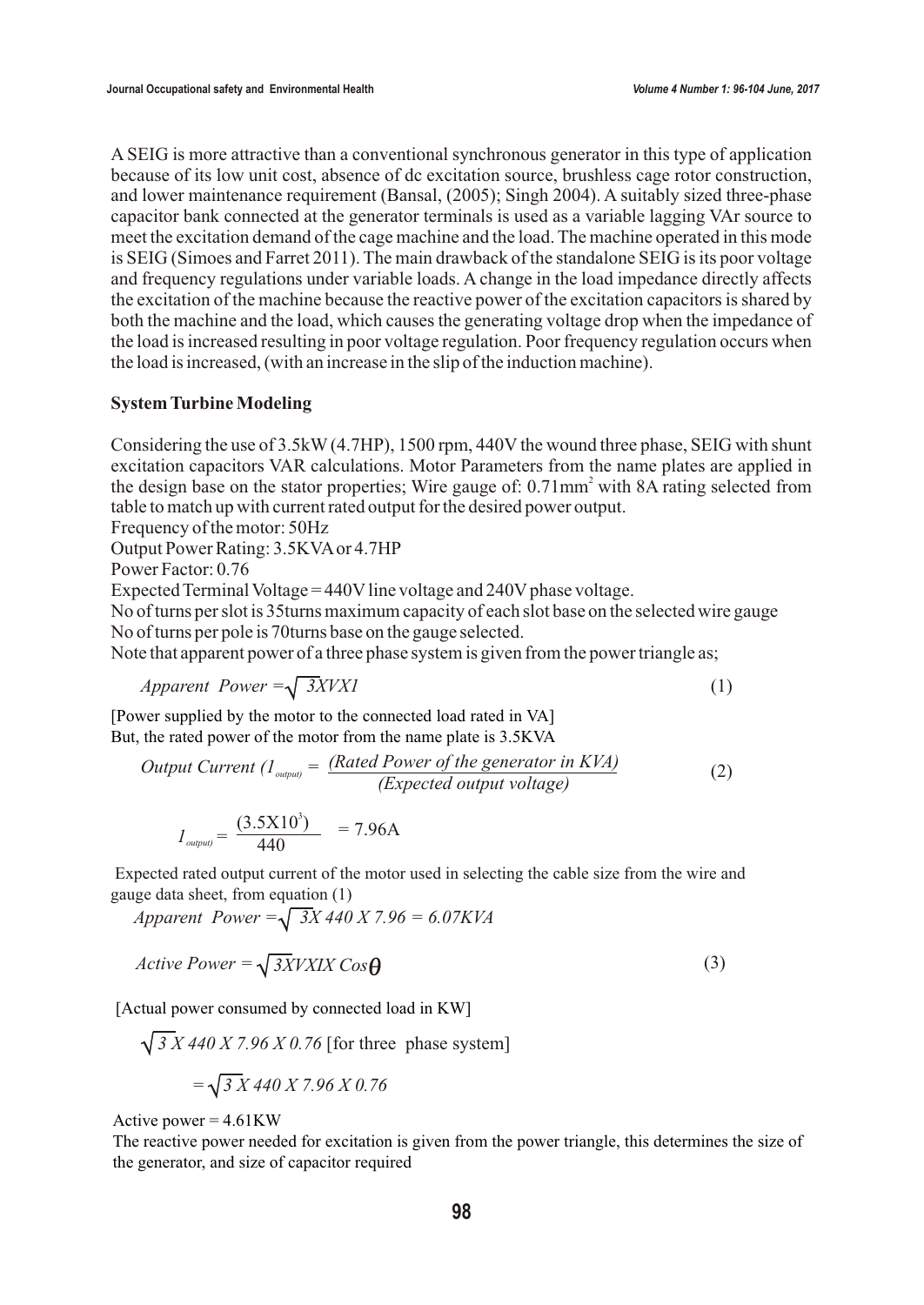A SEIG is more attractive than a conventional synchronous generator in this type of application because of its low unit cost, absence of dc excitation source, brushless cage rotor construction, and lower maintenance requirement (Bansal, (2005); Singh 2004). A suitably sized three-phase capacitor bank connected at the generator terminals is used as a variable lagging VAr source to meet the excitation demand of the cage machine and the load. The machine operated in this mode is SEIG (Simoes and Farret 2011). The main drawback of the standalone SEIG is its poor voltage and frequency regulations under variable loads. A change in the load impedance directly affects the excitation of the machine because the reactive power of the excitation capacitors is shared by both the machine and the load, which causes the generating voltage drop when the impedance of the load is increased resulting in poor voltage regulation. Poor frequency regulation occurs when the load is increased, (with an increase in the slip of the induction machine).

**System Turbine Modeling**

Considering the use of 3.5kW (4.7HP), 1500 rpm, 440V the wound three phase, SEIG with shunt excitation capacitors VAR calculations. Motor Parameters from the name plates are applied in the design base on the stator properties; Wire gauge of: 0.71mm$^2$ with 8A rating selected from table to match up with current rated output for the desired power output.

Frequency of the motor: 50Hz

Output Power Rating: 3.5KVA or 4.7HP

Power Factor: 0.76

Expected Terminal Voltage = 440V line voltage and 240V phase voltage.

No of turns per slot is 35turns maximum capacity of each slot base on the selected wire gauge

No of turns per pole is 70turns base on the gauge selected.

Note that apparent power of a three phase system is given from the power triangle as;

$$Apparent\ \ Power = \sqrt{3} X V X I \tag{1}$$

[Power supplied by the motor to the connected load rated in VA]

But, the rated power of the motor from the name plate is 3.5KVA

$$Output\ Current\ (I_{output}) = \frac{(Rated\ Power\ of\ the\ generator\ in\ KVA)}{(Expected\ output\ voltage)} \tag{2}$$

$$I_{output)} = \frac{(3.5X10^3)}{440} = 7.96\text{A}$$

Expected rated output current of the motor used in selecting the cable size from the wire and gauge data sheet, from equation (1)

$$Apparent\ \ Power = \sqrt{3} X\ 440\ X\ 7.96 = 6.07KVA$$

$$Active\ Power = \sqrt{3} X V X I X\ Cos\theta \tag{3}$$

[Actual power consumed by connected load in KW]

$\sqrt{3}\ X\ 440\ X\ 7.96\ X\ 0.76$ [for three phase system]

$$= \sqrt{3}\ X\ 440\ X\ 7.96\ X\ 0.76$$

Active power = 4.61KW

The reactive power needed for excitation is given from the power triangle, this determines the size of the generator, and size of capacitor required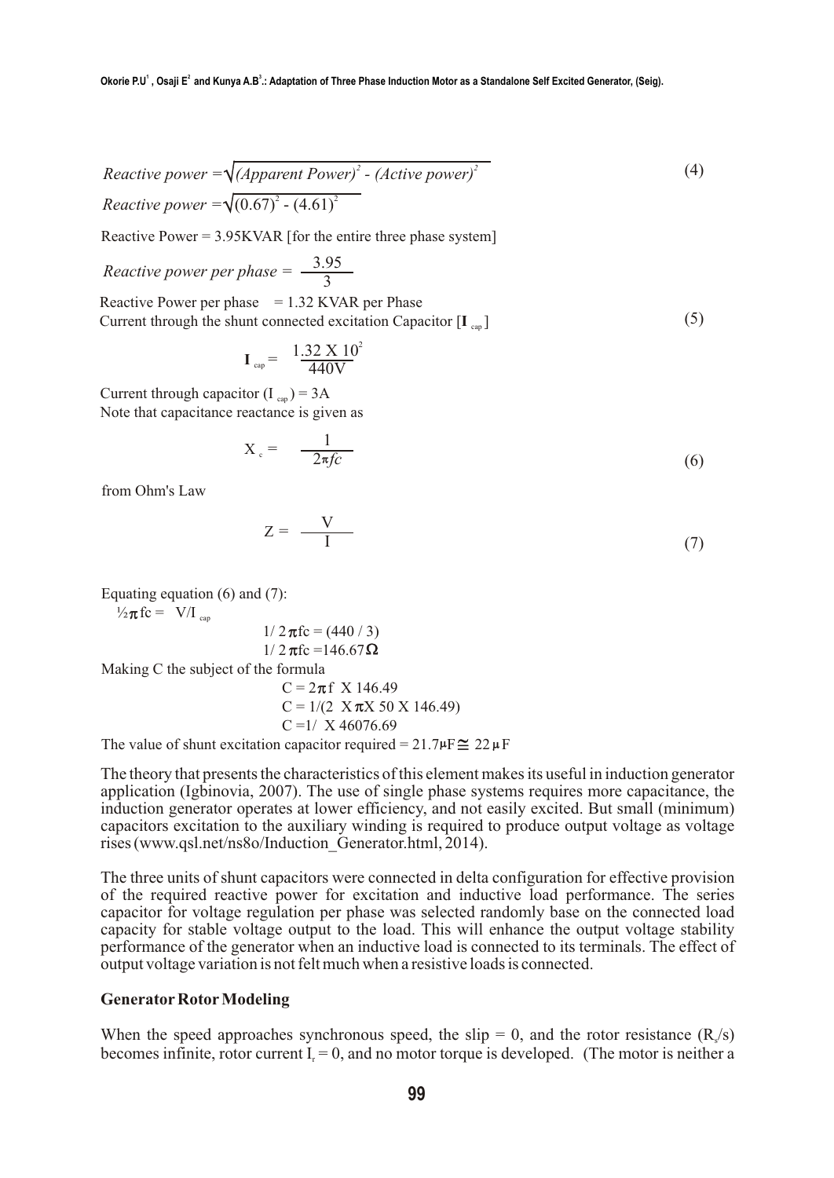$$Reactive\ power = \sqrt{(Apparent\ Power)^2 - (Active\ power)^2} \tag{4}$$

$$Reactive\ power = \sqrt{(0.67)^2 - (4.61)^2}$$

Reactive Power = 3.95KVAR [for the entire three phase system]

$$Reactive\ power\ per\ phase = \frac{3.95}{3}$$

Reactive Power per phase = 1.32 KVAR per Phase

Current through the shunt connected excitation Capacitor [$\mathbf{I}_{cap}$] (5)

$$\mathbf{I}_{cap} = \frac{1.32 \text{ X } 10^2}{440\text{V}}$$

Current through capacitor ($I_{cap}$) = 3A

Note that capacitance reactance is given as

$$X_c = \frac{1}{2\pi fc} \tag{6}$$

from Ohm's Law

$$Z = \frac{V}{I} \tag{7}$$

Equating equation (6) and (7):

$\frac{1}{2}\pi fc = V/I_{cap}$

$1/2\pi fc = (440 / 3)$

$1/2\pi fc = 146.67\Omega$

Making C the subject of the formula

$C = 2\pi f \text{ X } 146.49$

$C = 1/(2 \text{ X } \pi \text{X } 50 \text{ X } 146.49)$

$C = 1/ \text{ X } 46076.69$

The value of shunt excitation capacitor required = 21.7µF ≅ 22µF

The theory that presents the characteristics of this element makes its useful in induction generator application (Igbinovia, 2007). The use of single phase systems requires more capacitance, the induction generator operates at lower efficiency, and not easily excited. But small (minimum) capacitors excitation to the auxiliary winding is required to produce output voltage as voltage rises (www.qsl.net/ns8o/Induction_Generator.html, 2014).

The three units of shunt capacitors were connected in delta configuration for effective provision of the required reactive power for excitation and inductive load performance. The series capacitor for voltage regulation per phase was selected randomly base on the connected load capacity for stable voltage output to the load. This will enhance the output voltage stability performance of the generator when an inductive load is connected to its terminals. The effect of output voltage variation is not felt much when a resistive loads is connected.

**Generator Rotor Modeling**

When the speed approaches synchronous speed, the slip = 0, and the rotor resistance ($R_s/s$) becomes infinite, rotor current $I_r = 0$, and no motor torque is developed. (The motor is neither a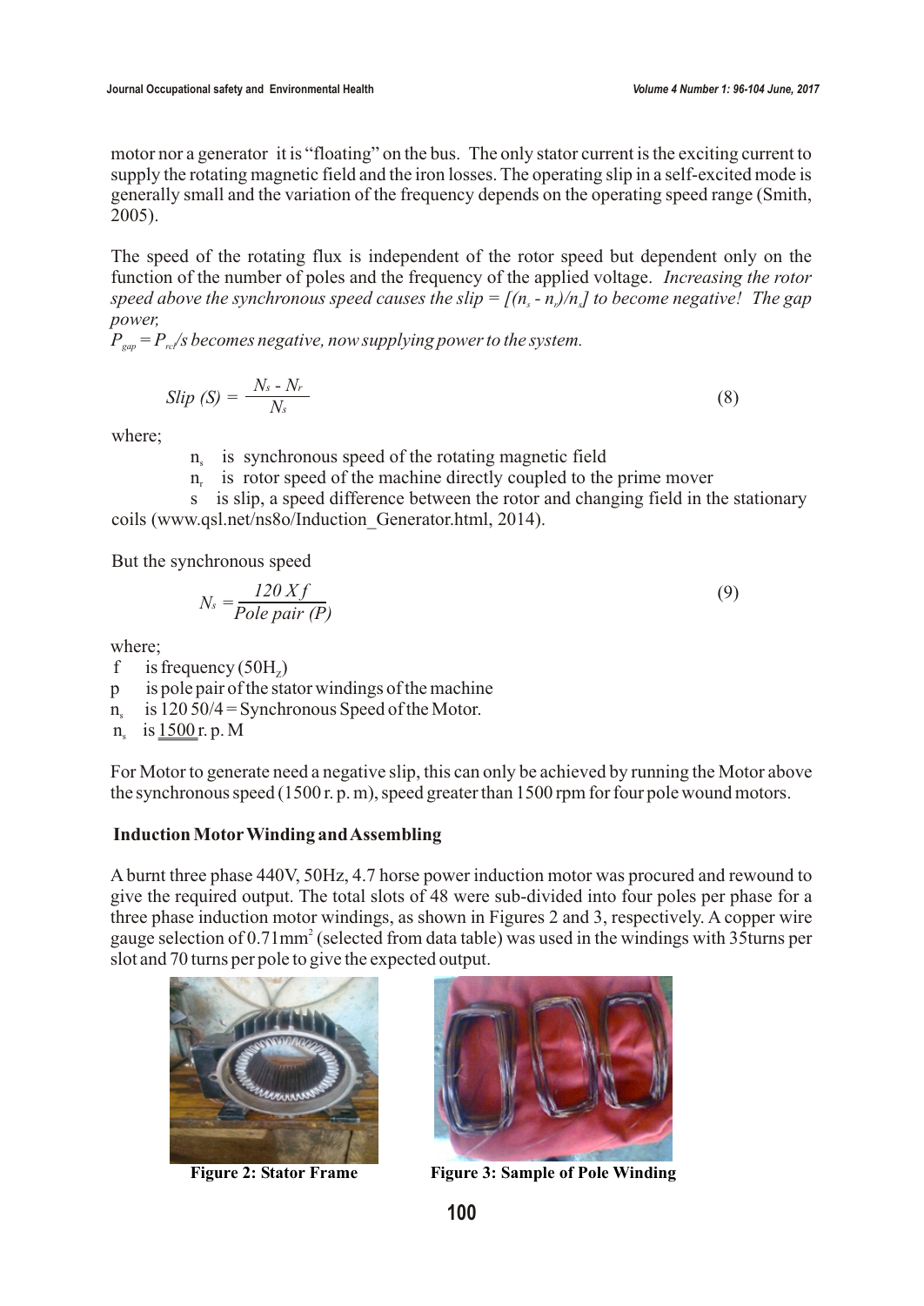motor nor a generator it is "floating" on the bus. The only stator current is the exciting current to supply the rotating magnetic field and the iron losses. The operating slip in a self-excited mode is generally small and the variation of the frequency depends on the operating speed range (Smith, 2005).

The speed of the rotating flux is independent of the rotor speed but dependent only on the function of the number of poles and the frequency of the applied voltage. *Increasing the rotor speed above the synchronous speed causes the slip = $[(n_s - n_r)/n_s]$ to become negative! The gap power,*
*$P_{gap} = P_{rcl}/s$ becomes negative, now supplying power to the system.*

$$Slip\ (S) = \frac{N_s - N_r}{N_s} \tag{8}$$

where;

$n_s$ is synchronous speed of the rotating magnetic field

$n_r$ is rotor speed of the machine directly coupled to the prime mover

s is slip, a speed difference between the rotor and changing field in the stationary coils (www.qsl.net/ns8o/Induction_Generator.html, 2014).

But the synchronous speed

$$N_s = \frac{120\ X\ f}{Pole\ pair\ (P)} \tag{9}$$

where;

f is frequency (50$H_z$)

p is pole pair of the stator windings of the machine

$n_s$ is 120 50/4 = Synchronous Speed of the Motor.

$n_s$ is 1500 r. p. M

For Motor to generate need a negative slip, this can only be achieved by running the Motor above the synchronous speed (1500 r. p. m), speed greater than 1500 rpm for four pole wound motors.

## Induction Motor Winding and Assembling

A burnt three phase 440V, 50Hz, 4.7 horse power induction motor was procured and rewound to give the required output. The total slots of 48 were sub-divided into four poles per phase for a three phase induction motor windings, as shown in Figures 2 and 3, respectively. A copper wire gauge selection of 0.71$mm^2$ (selected from data table) was used in the windings with 35turns per slot and 70 turns per pole to give the expected output.

**Figure 2: Stator Frame**

**Figure 3: Sample of Pole Winding**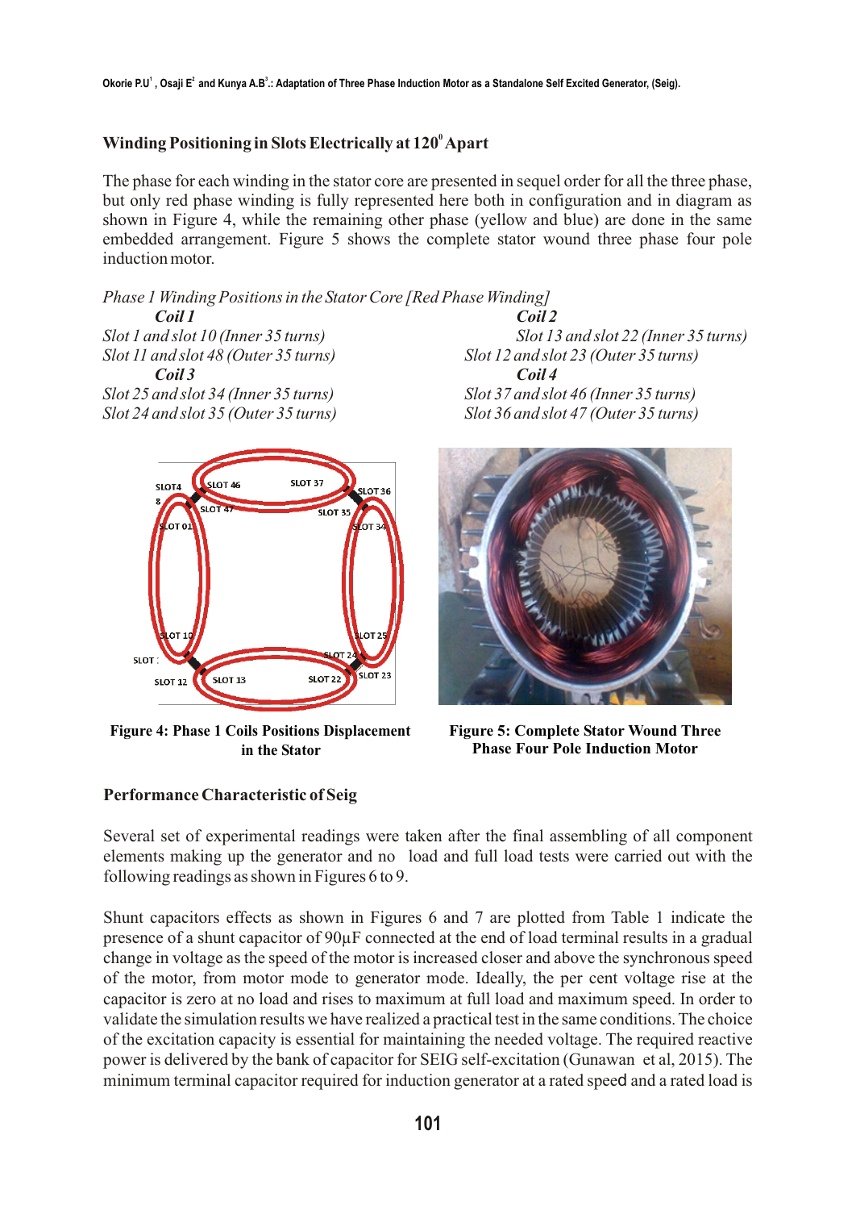### Winding Positioning in Slots Electrically at 120° Apart

The phase for each winding in the stator core are presented in sequel order for all the three phase, but only red phase winding is fully represented here both in configuration and in diagram as shown in Figure 4, while the remaining other phase (yellow and blue) are done in the same embedded arrangement. Figure 5 shows the complete stator wound three phase four pole induction motor.

*Phase 1 Winding Positions in the Stator Core [Red Phase Winding]*

***Coil 1***

*Slot 1 and slot 10 (Inner 35 turns)*
*Slot 11 and slot 48 (Outer 35 turns)*

***Coil 2***

*Slot 13 and slot 22 (Inner 35 turns)*
*Slot 12 and slot 23 (Outer 35 turns)*

***Coil 3***

*Slot 25 and slot 34 (Inner 35 turns)*
*Slot 24 and slot 35 (Outer 35 turns)*

***Coil 4***

*Slot 37 and slot 46 (Inner 35 turns)*
*Slot 36 and slot 47 (Outer 35 turns)*

**Figure 4: Phase 1 Coils Positions Displacement in the Stator**

**Figure 5: Complete Stator Wound Three Phase Four Pole Induction Motor**

### Performance Characteristic of Seig

Several set of experimental readings were taken after the final assembling of all component elements making up the generator and no load and full load tests were carried out with the following readings as shown in Figures 6 to 9.

Shunt capacitors effects as shown in Figures 6 and 7 are plotted from Table 1 indicate the presence of a shunt capacitor of 90µF connected at the end of load terminal results in a gradual change in voltage as the speed of the motor is increased closer and above the synchronous speed of the motor, from motor mode to generator mode. Ideally, the per cent voltage rise at the capacitor is zero at no load and rises to maximum at full load and maximum speed. In order to validate the simulation results we have realized a practical test in the same conditions. The choice of the excitation capacity is essential for maintaining the needed voltage. The required reactive power is delivered by the bank of capacitor for SEIG self-excitation (Gunawan et al, 2015). The minimum terminal capacitor required for induction generator at a rated speed and a rated load is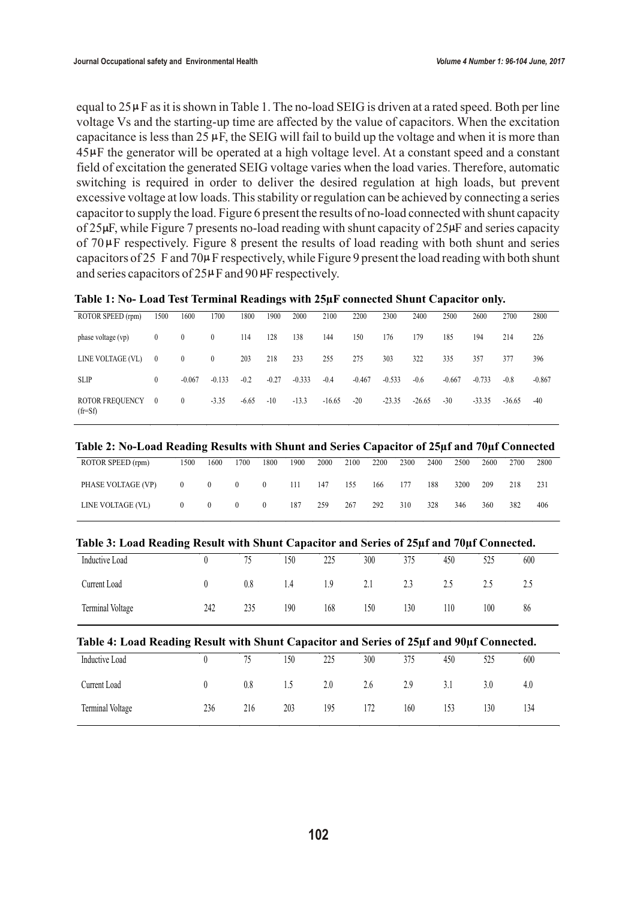equal to 25μF as it is shown in Table 1. The no-load SEIG is driven at a rated speed. Both per line voltage Vs and the starting-up time are affected by the value of capacitors. When the excitation capacitance is less than 25 μF, the SEIG will fail to build up the voltage and when it is more than 45μF the generator will be operated at a high voltage level. At a constant speed and a constant field of excitation the generated SEIG voltage varies when the load varies. Therefore, automatic switching is required in order to deliver the desired regulation at high loads, but prevent excessive voltage at low loads. This stability or regulation can be achieved by connecting a series capacitor to supply the load. Figure 6 present the results of no-load connected with shunt capacity of 25μF, while Figure 7 presents no-load reading with shunt capacity of 25μF and series capacity of 70μF respectively. Figure 8 present the results of load reading with both shunt and series capacitors of 25 F and 70μF respectively, while Figure 9 present the load reading with both shunt and series capacitors of 25μF and 90μF respectively.

**Table 1: No- Load Test Terminal Readings with 25µF connected Shunt Capacitor only.**

| ROTOR SPEED (rpm) | 1500 | 1600 | 1700 | 1800 | 1900 | 2000 | 2100 | 2200 | 2300 | 2400 | 2500 | 2600 | 2700 | 2800 |
|---|---|---|---|---|---|---|---|---|---|---|---|---|---|---|
| phase voltage (vp) | 0 | 0 | 0 | 114 | 128 | 138 | 144 | 150 | 176 | 179 | 185 | 194 | 214 | 226 |
| LINE VOLTAGE (VL) | 0 | 0 | 0 | 203 | 218 | 233 | 255 | 275 | 303 | 322 | 335 | 357 | 377 | 396 |
| SLIP | 0 | -0.067 | -0.133 | -0.2 | -0.27 | -0.333 | -0.4 | -0.467 | -0.533 | -0.6 | -0.667 | -0.733 | -0.8 | -0.867 |
| ROTOR FREQUENCY (fr=Sf) | 0 | 0 | -3.35 | -6.65 | -10 | -13.3 | -16.65 | -20 | -23.35 | -26.65 | -30 | -33.35 | -36.65 | -40 |

**Table 2: No-Load Reading Results with Shunt and Series Capacitor of 25µf and 70µf Connected**

| ROTOR SPEED (rpm) | 1500 | 1600 | 1700 | 1800 | 1900 | 2000 | 2100 | 2200 | 2300 | 2400 | 2500 | 2600 | 2700 | 2800 |
|---|---|---|---|---|---|---|---|---|---|---|---|---|---|---|
| PHASE VOLTAGE (VP) | 0 | 0 | 0 | 0 | 111 | 147 | 155 | 166 | 177 | 188 | 3200 | 209 | 218 | 231 |
| LINE VOLTAGE (VL) | 0 | 0 | 0 | 0 | 187 | 259 | 267 | 292 | 310 | 328 | 346 | 360 | 382 | 406 |

**Table 3: Load Reading Result with Shunt Capacitor and Series of 25µf and 70µf Connected.**

| Inductive Load | 0 | 75 | 150 | 225 | 300 | 375 | 450 | 525 | 600 |
|---|---|---|---|---|---|---|---|---|---|
| Current Load | 0 | 0.8 | 1.4 | 1.9 | 2.1 | 2.3 | 2.5 | 2.5 | 2.5 |
| Terminal Voltage | 242 | 235 | 190 | 168 | 150 | 130 | 110 | 100 | 86 |

**Table 4: Load Reading Result with Shunt Capacitor and Series of 25µf and 90µf Connected.**

| Inductive Load | 0 | 75 | 150 | 225 | 300 | 375 | 450 | 525 | 600 |
|---|---|---|---|---|---|---|---|---|---|
| Current Load | 0 | 0.8 | 1.5 | 2.0 | 2.6 | 2.9 | 3.1 | 3.0 | 4.0 |
| Terminal Voltage | 236 | 216 | 203 | 195 | 172 | 160 | 153 | 130 | 134 |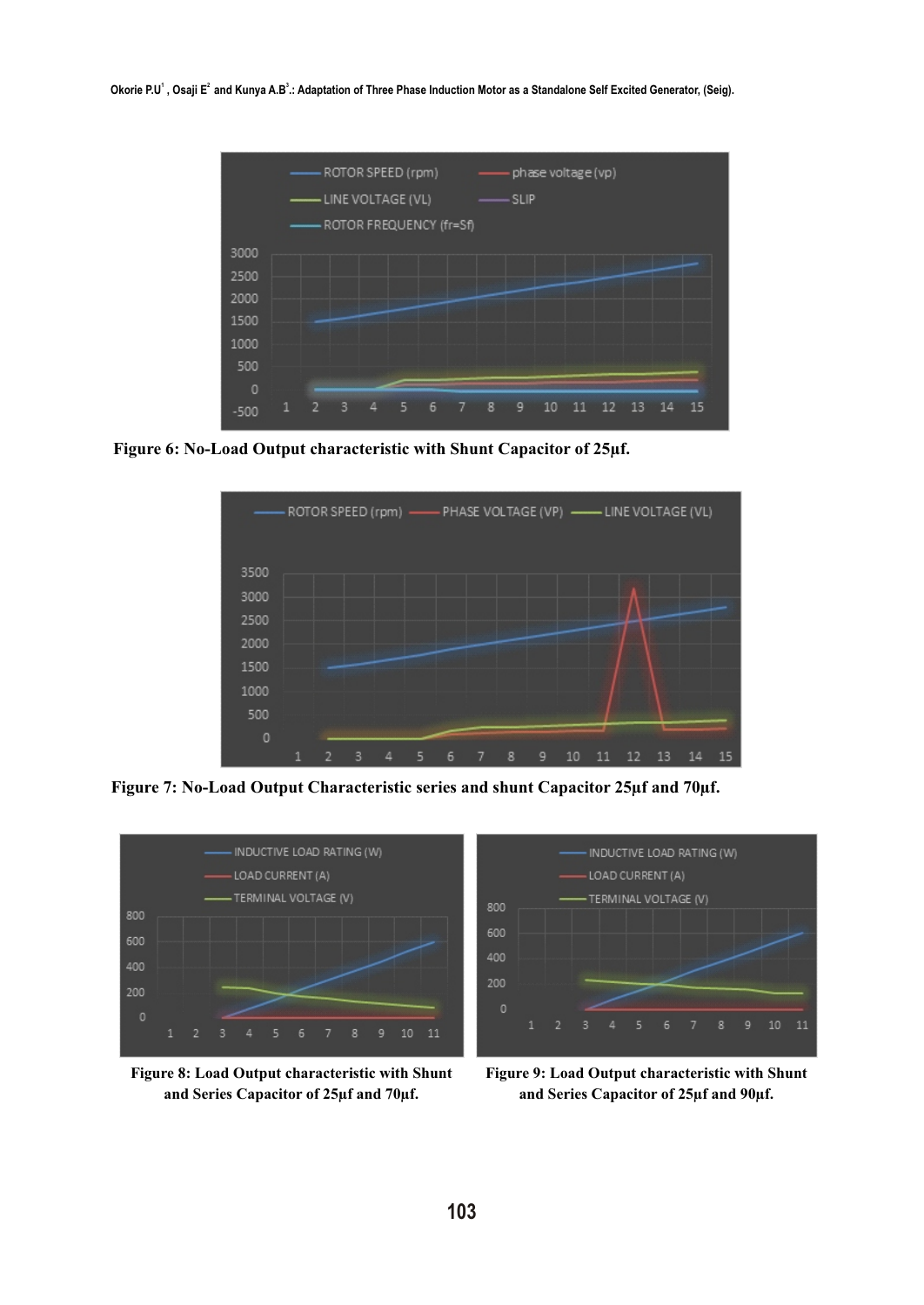Figure 6: No-Load Output characteristic with Shunt Capacitor of 25µf.

Figure 7: No-Load Output Characteristic series and shunt Capacitor 25µf and 70µf.

Figure 8: Load Output characteristic with Shunt and Series Capacitor of 25µf and 70µf.

Figure 9: Load Output characteristic with Shunt and Series Capacitor of 25µf and 90µf.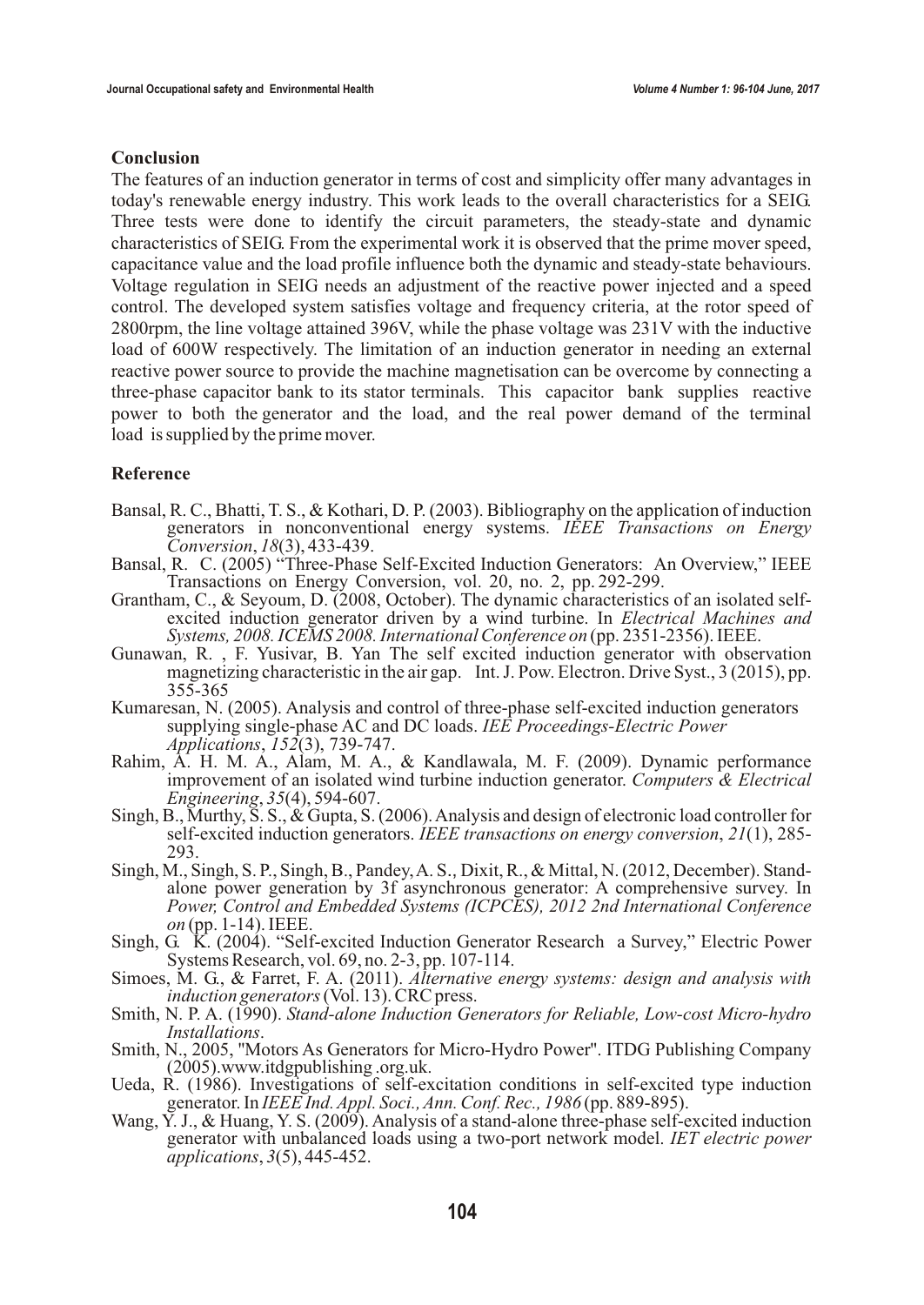## Conclusion

The features of an induction generator in terms of cost and simplicity offer many advantages in today's renewable energy industry. This work leads to the overall characteristics for a SEIG. Three tests were done to identify the circuit parameters, the steady-state and dynamic characteristics of SEIG. From the experimental work it is observed that the prime mover speed, capacitance value and the load profile influence both the dynamic and steady-state behaviours. Voltage regulation in SEIG needs an adjustment of the reactive power injected and a speed control. The developed system satisfies voltage and frequency criteria, at the rotor speed of 2800rpm, the line voltage attained 396V, while the phase voltage was 231V with the inductive load of 600W respectively. The limitation of an induction generator in needing an external reactive power source to provide the machine magnetisation can be overcome by connecting a three-phase capacitor bank to its stator terminals. This capacitor bank supplies reactive power to both the generator and the load, and the real power demand of the terminal load is supplied by the prime mover.

## Reference

Bansal, R. C., Bhatti, T. S., & Kothari, D. P. (2003). Bibliography on the application of induction generators in nonconventional energy systems. *IEEE Transactions on Energy Conversion*, *18*(3), 433-439.

Bansal, R. C. (2005) "Three-Phase Self-Excited Induction Generators: An Overview," IEEE Transactions on Energy Conversion, vol. 20, no. 2, pp. 292-299.

Grantham, C., & Seyoum, D. (2008, October). The dynamic characteristics of an isolated self-excited induction generator driven by a wind turbine. In *Electrical Machines and Systems, 2008. ICEMS 2008. International Conference on* (pp. 2351-2356). IEEE.

Gunawan, R. , F. Yusivar, B. Yan The self excited induction generator with observation magnetizing characteristic in the air gap. Int. J. Pow. Electron. Drive Syst., 3 (2015), pp. 355-365

Kumaresan, N. (2005). Analysis and control of three-phase self-excited induction generators supplying single-phase AC and DC loads. *IEE Proceedings-Electric Power Applications*, *152*(3), 739-747.

Rahim, A. H. M. A., Alam, M. A., & Kandlawala, M. F. (2009). Dynamic performance improvement of an isolated wind turbine induction generator. *Computers & Electrical Engineering*, *35*(4), 594-607.

Singh, B., Murthy, S. S., & Gupta, S. (2006). Analysis and design of electronic load controller for self-excited induction generators. *IEEE transactions on energy conversion*, *21*(1), 285-293.

Singh, M., Singh, S. P., Singh, B., Pandey, A. S., Dixit, R., & Mittal, N. (2012, December). Stand-alone power generation by 3f asynchronous generator: A comprehensive survey. In *Power, Control and Embedded Systems (ICPCES), 2012 2nd International Conference on* (pp. 1-14). IEEE.

Singh, G. K. (2004). "Self-excited Induction Generator Research a Survey," Electric Power Systems Research, vol. 69, no. 2-3, pp. 107-114.

Simoes, M. G., & Farret, F. A. (2011). *Alternative energy systems: design and analysis with induction generators* (Vol. 13). CRC press.

Smith, N. P. A. (1990). *Stand-alone Induction Generators for Reliable, Low-cost Micro-hydro Installations*.

Smith, N., 2005, "Motors As Generators for Micro-Hydro Power". ITDG Publishing Company (2005).www.itdgpublishing .org.uk.

Ueda, R. (1986). Investigations of self-excitation conditions in self-excited type induction generator. In *IEEE Ind. Appl. Soci., Ann. Conf. Rec., 1986* (pp. 889-895).

Wang, Y. J., & Huang, Y. S. (2009). Analysis of a stand-alone three-phase self-excited induction generator with unbalanced loads using a two-port network model. *IET electric power applications*, *3*(5), 445-452.